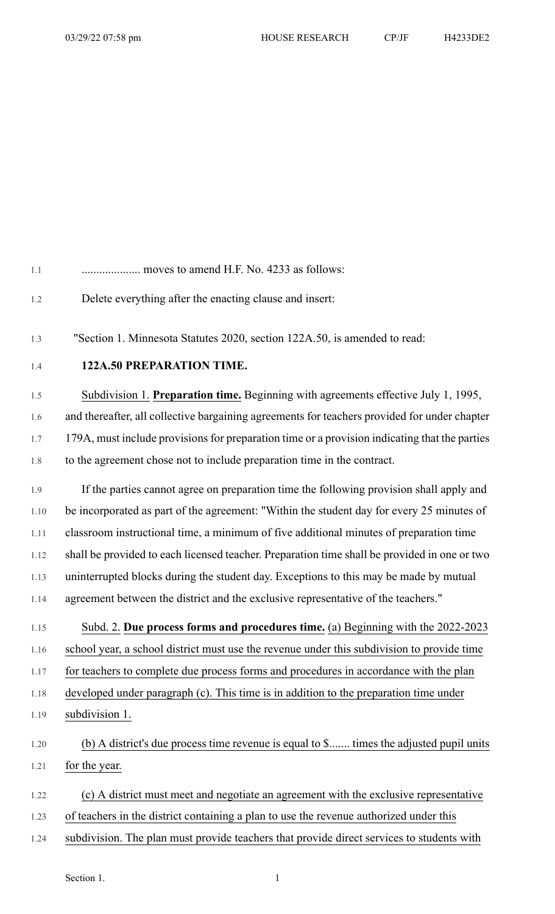.................... moves to amend H.F. No. 4233 as follows:

Delete everything after the enacting clause and insert:

"Section 1. Minnesota Statutes 2020, section 122A.50, is amended to read:

**122A.50 PREPARATION TIME.**

Subdivision 1. **Preparation time.** Beginning with agreements effective July 1, 1995, and thereafter, all collective bargaining agreements for teachers provided for under chapter 179A, must include provisions for preparation time or a provision indicating that the parties to the agreement chose not to include preparation time in the contract.

If the parties cannot agree on preparation time the following provision shall apply and be incorporated as part of the agreement: "Within the student day for every 25 minutes of classroom instructional time, a minimum of five additional minutes of preparation time shall be provided to each licensed teacher. Preparation time shall be provided in one or two uninterrupted blocks during the student day. Exceptions to this may be made by mutual agreement between the district and the exclusive representative of the teachers."

Subd. 2. **Due process forms and procedures time.** (a) Beginning with the 2022-2023 school year, a school district must use the revenue under this subdivision to provide time for teachers to complete due process forms and procedures in accordance with the plan developed under paragraph (c). This time is in addition to the preparation time under subdivision 1.

(b) A district's due process time revenue is equal to $....... times the adjusted pupil units for the year.

(c) A district must meet and negotiate an agreement with the exclusive representative of teachers in the district containing a plan to use the revenue authorized under this subdivision. The plan must provide teachers that provide direct services to students with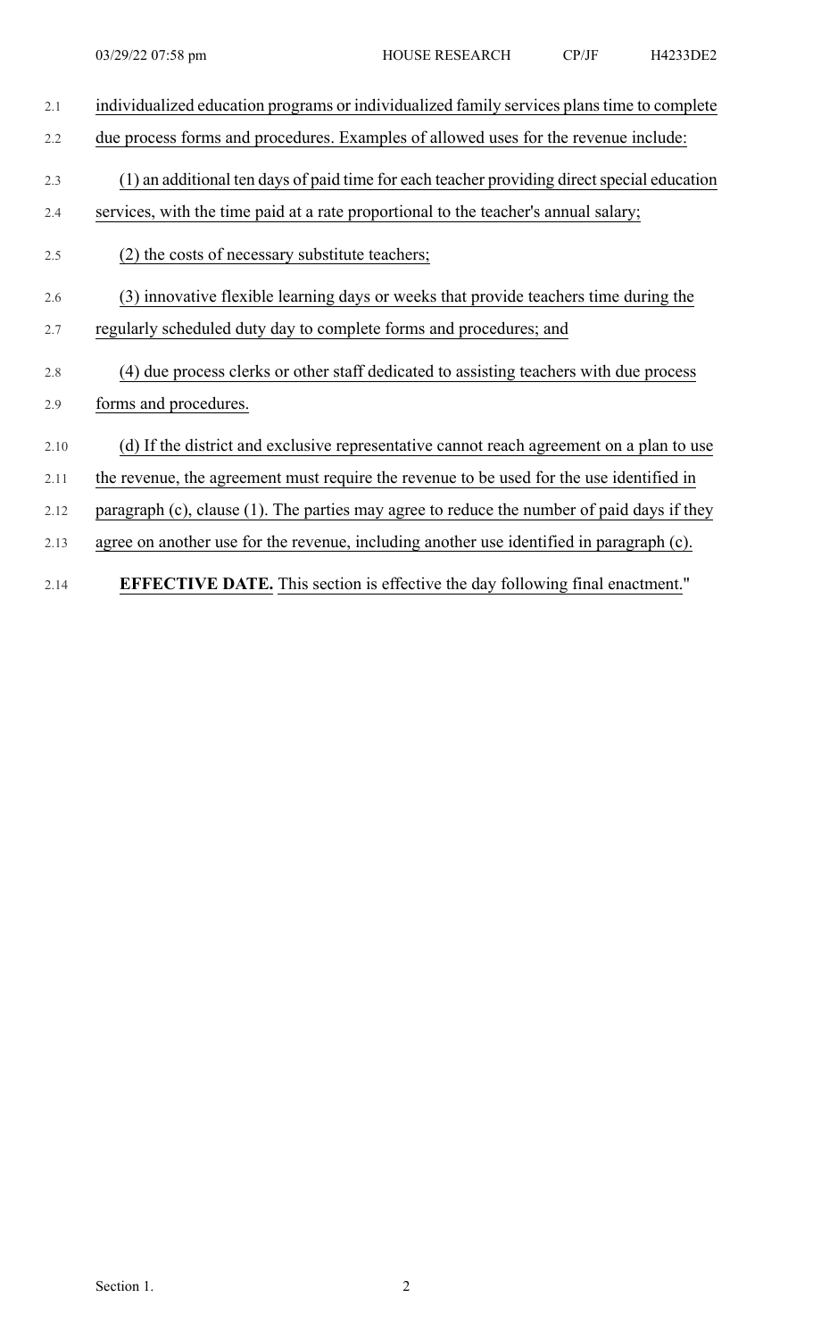individualized education programs or individualized family services plans time to complete due process forms and procedures. Examples of allowed uses for the revenue include:

(1) an additional ten days of paid time for each teacher providing direct special education services, with the time paid at a rate proportional to the teacher's annual salary;

(2) the costs of necessary substitute teachers;

(3) innovative flexible learning days or weeks that provide teachers time during the regularly scheduled duty day to complete forms and procedures; and

(4) due process clerks or other staff dedicated to assisting teachers with due process forms and procedures.

(d) If the district and exclusive representative cannot reach agreement on a plan to use the revenue, the agreement must require the revenue to be used for the use identified in paragraph (c), clause (1). The parties may agree to reduce the number of paid days if they agree on another use for the revenue, including another use identified in paragraph (c).

**EFFECTIVE DATE.** This section is effective the day following final enactment."